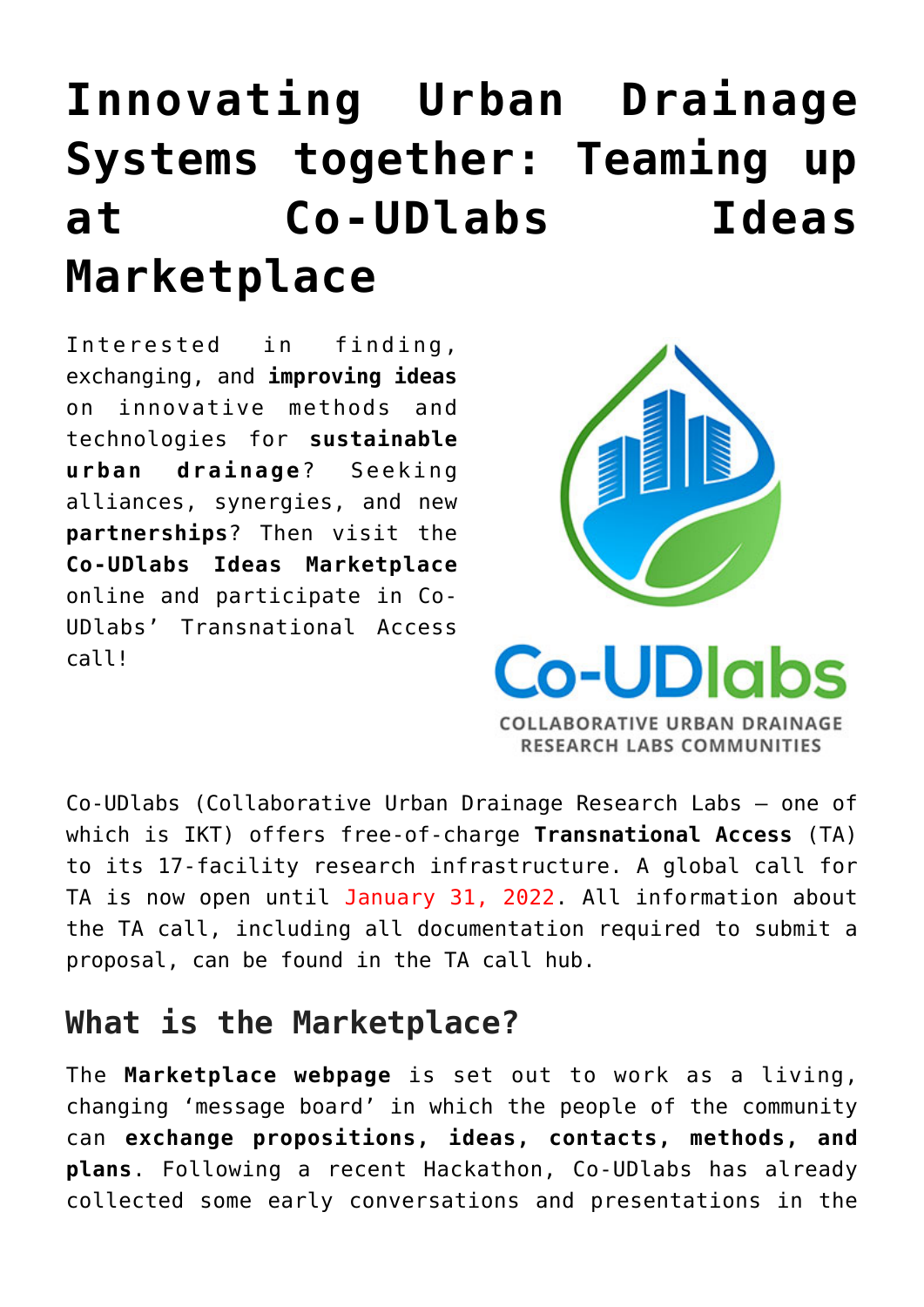# Innovating Urban Drainage Systems together: Teaming up at Co-UDlabs Ideas Marketplace

Interested in finding, exchanging, and **improving ideas** on innovative methods and technologies for **sustainable urban drainage**? Seeking alliances, synergies, and new **partnerships**? Then visit the **Co-UDlabs Ideas Marketplace** online and participate in Co-UDlabs' Transnational Access call!

Co-UDlabs (Collaborative Urban Drainage Research Labs – one of which is IKT) offers free-of-charge **Transnational Access** (TA) to its 17-facility research infrastructure. A global call for TA is now open until January 31, 2022. All information about the TA call, including all documentation required to submit a proposal, can be found in the TA call hub.

## What is the Marketplace?

The **Marketplace webpage** is set out to work as a living, changing 'message board' in which the people of the community can **exchange propositions, ideas, contacts, methods, and plans**. Following a recent Hackathon, Co-UDlabs has already collected some early conversations and presentations in the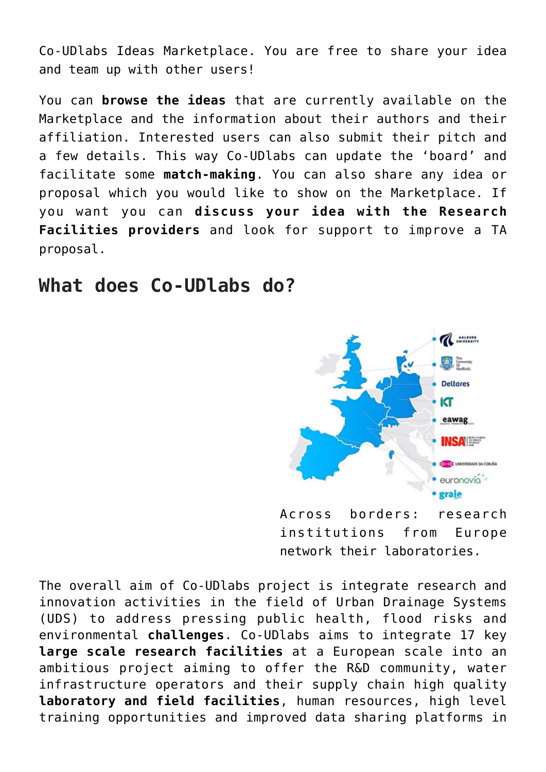Co-UDlabs Ideas Marketplace. You are free to share your idea and team up with other users!

You can **browse the ideas** that are currently available on the Marketplace and the information about their authors and their affiliation. Interested users can also submit their pitch and a few details. This way Co-UDlabs can update the 'board' and facilitate some **match-making**. You can also share any idea or proposal which you would like to show on the Marketplace. If you want you can **discuss your idea with the Research Facilities providers** and look for support to improve a TA proposal.

## What does Co-UDlabs do?

Across borders: research institutions from Europe network their laboratories.

The overall aim of Co-UDlabs project is integrate research and innovation activities in the field of Urban Drainage Systems (UDS) to address pressing public health, flood risks and environmental **challenges**. Co-UDlabs aims to integrate 17 key **large scale research facilities** at a European scale into an ambitious project aiming to offer the R&D community, water infrastructure operators and their supply chain high quality **laboratory and field facilities**, human resources, high level training opportunities and improved data sharing platforms in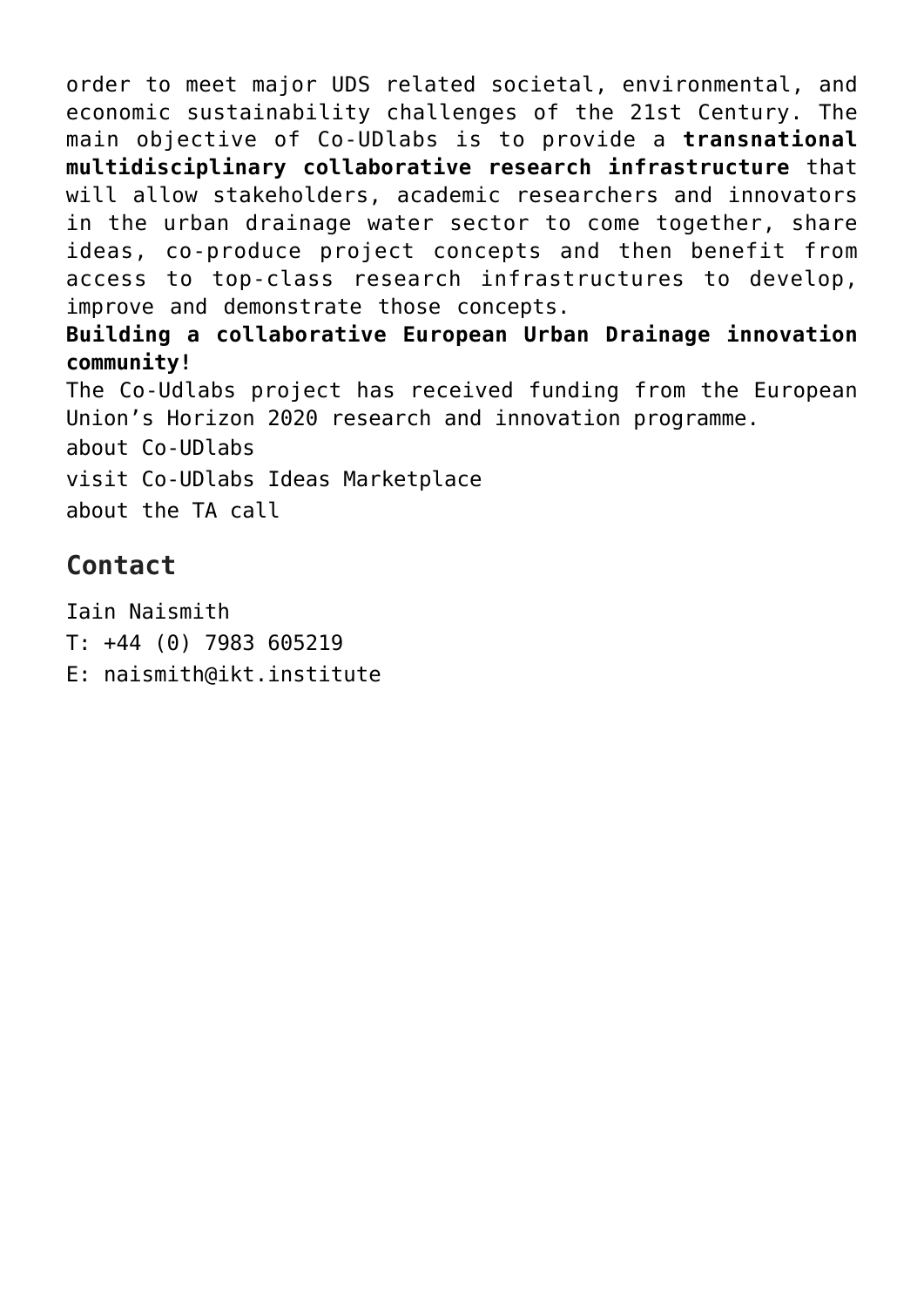order to meet major UDS related societal, environmental, and economic sustainability challenges of the 21st Century. The main objective of Co-UDlabs is to provide a **transnational multidisciplinary collaborative research infrastructure** that will allow stakeholders, academic researchers and innovators in the urban drainage water sector to come together, share ideas, co-produce project concepts and then benefit from access to top-class research infrastructures to develop, improve and demonstrate those concepts.

**Building a collaborative European Urban Drainage innovation community!**

The Co-Udlabs project has received funding from the European Union's Horizon 2020 research and innovation programme.

about Co-UDlabs

visit Co-UDlabs Ideas Marketplace

about the TA call

## Contact

Iain Naismith

T: +44 (0) 7983 605219

E: naismith@ikt.institute